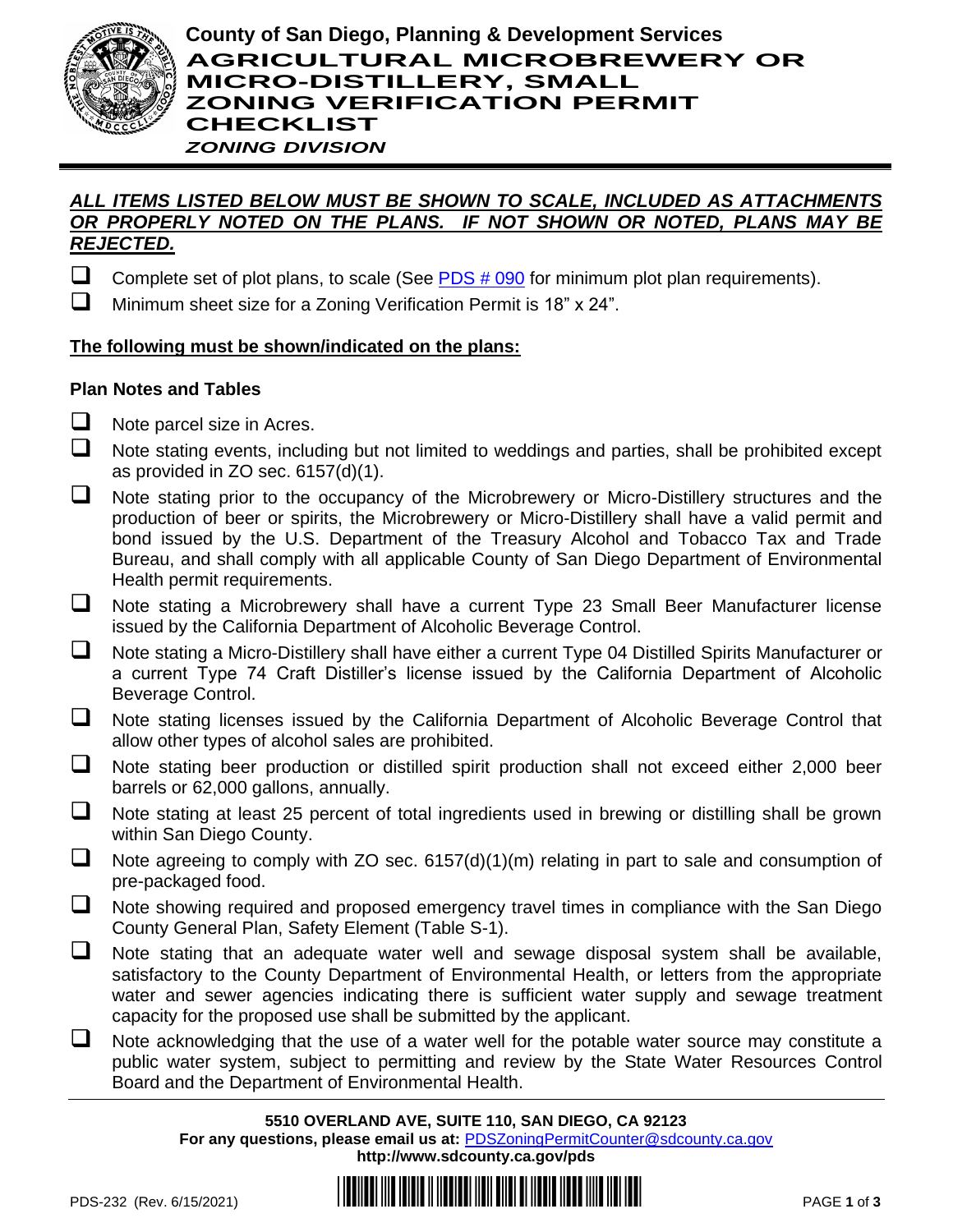# County of San Diego, Planning & Development Services

## AGRICULTURAL MICROBREWERY OR MICRO-DISTILLERY, SMALL ZONING VERIFICATION PERMIT CHECKLIST

***ZONING DIVISION***

***ALL ITEMS LISTED BELOW MUST BE SHOWN TO SCALE, INCLUDED AS ATTACHMENTS OR PROPERLY NOTED ON THE PLANS. IF NOT SHOWN OR NOTED, PLANS MAY BE REJECTED.***

- ☐ Complete set of plot plans, to scale (See PDS # 090 for minimum plot plan requirements).
- ☐ Minimum sheet size for a Zoning Verification Permit is 18" x 24".

**The following must be shown/indicated on the plans:**

### Plan Notes and Tables

- ☐ Note parcel size in Acres.
- ☐ Note stating events, including but not limited to weddings and parties, shall be prohibited except as provided in ZO sec. 6157(d)(1).
- ☐ Note stating prior to the occupancy of the Microbrewery or Micro-Distillery structures and the production of beer or spirits, the Microbrewery or Micro-Distillery shall have a valid permit and bond issued by the U.S. Department of the Treasury Alcohol and Tobacco Tax and Trade Bureau, and shall comply with all applicable County of San Diego Department of Environmental Health permit requirements.
- ☐ Note stating a Microbrewery shall have a current Type 23 Small Beer Manufacturer license issued by the California Department of Alcoholic Beverage Control.
- ☐ Note stating a Micro-Distillery shall have either a current Type 04 Distilled Spirits Manufacturer or a current Type 74 Craft Distiller's license issued by the California Department of Alcoholic Beverage Control.
- ☐ Note stating licenses issued by the California Department of Alcoholic Beverage Control that allow other types of alcohol sales are prohibited.
- ☐ Note stating beer production or distilled spirit production shall not exceed either 2,000 beer barrels or 62,000 gallons, annually.
- ☐ Note stating at least 25 percent of total ingredients used in brewing or distilling shall be grown within San Diego County.
- ☐ Note agreeing to comply with ZO sec. 6157(d)(1)(m) relating in part to sale and consumption of pre-packaged food.
- ☐ Note showing required and proposed emergency travel times in compliance with the San Diego County General Plan, Safety Element (Table S-1).
- ☐ Note stating that an adequate water well and sewage disposal system shall be available, satisfactory to the County Department of Environmental Health, or letters from the appropriate water and sewer agencies indicating there is sufficient water supply and sewage treatment capacity for the proposed use shall be submitted by the applicant.
- ☐ Note acknowledging that the use of a water well for the potable water source may constitute a public water system, subject to permitting and review by the State Water Resources Control Board and the Department of Environmental Health.

**5510 OVERLAND AVE, SUITE 110, SAN DIEGO, CA 92123**
**For any questions, please email us at:** PDSZoningPermitCounter@sdcounty.ca.gov
**http://www.sdcounty.ca.gov/pds**

PDS-232 (Rev. 6/15/2021)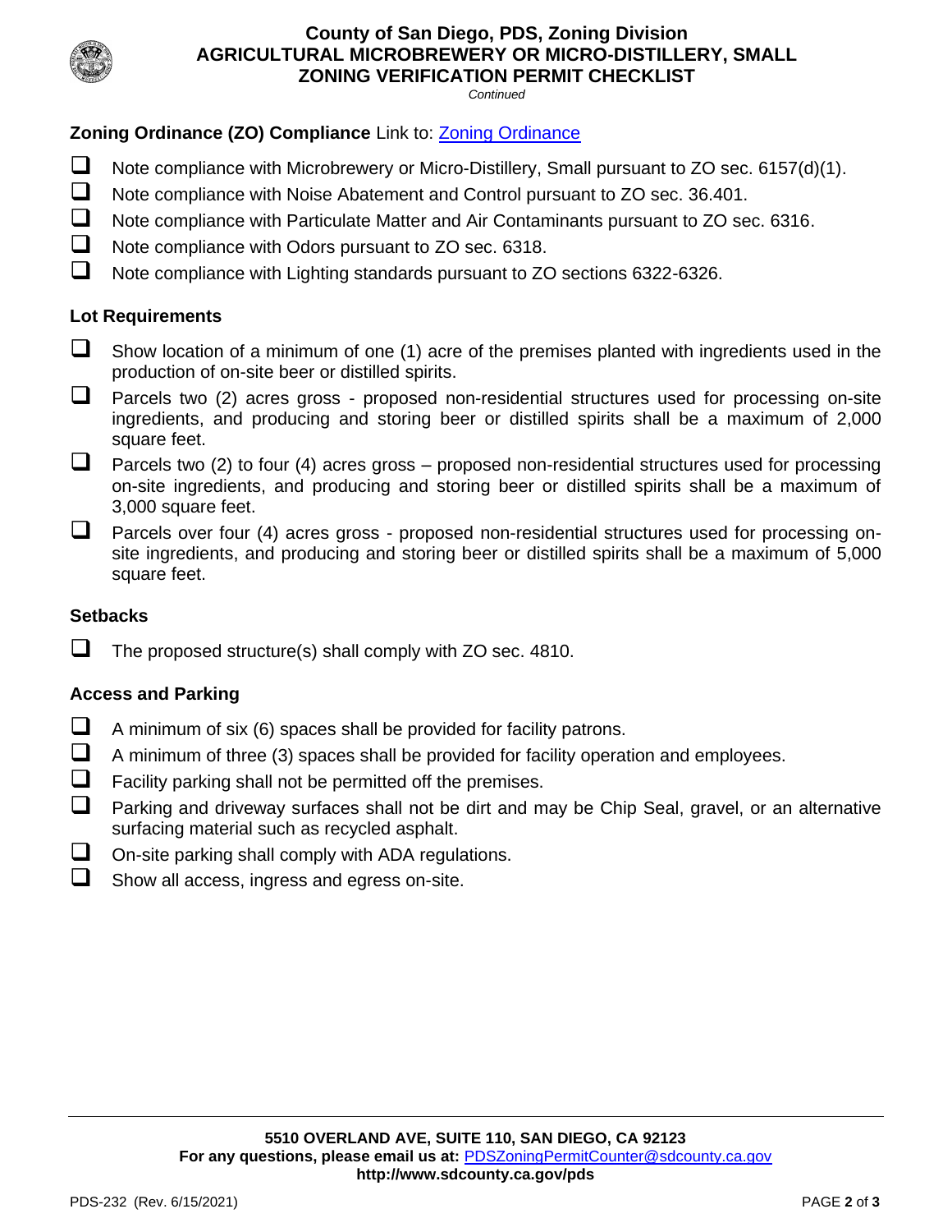**County of San Diego, PDS, Zoning Division**
**AGRICULTURAL MICROBREWERY OR MICRO-DISTILLERY, SMALL**
**ZONING VERIFICATION PERMIT CHECKLIST**

*Continued*

### Zoning Ordinance (ZO) Compliance Link to: Zoning Ordinance

- ☐ Note compliance with Microbrewery or Micro-Distillery, Small pursuant to ZO sec. 6157(d)(1).
- ☐ Note compliance with Noise Abatement and Control pursuant to ZO sec. 36.401.
- ☐ Note compliance with Particulate Matter and Air Contaminants pursuant to ZO sec. 6316.
- ☐ Note compliance with Odors pursuant to ZO sec. 6318.
- ☐ Note compliance with Lighting standards pursuant to ZO sections 6322-6326.

### Lot Requirements

- ☐ Show location of a minimum of one (1) acre of the premises planted with ingredients used in the production of on-site beer or distilled spirits.
- ☐ Parcels two (2) acres gross - proposed non-residential structures used for processing on-site ingredients, and producing and storing beer or distilled spirits shall be a maximum of 2,000 square feet.
- ☐ Parcels two (2) to four (4) acres gross – proposed non-residential structures used for processing on-site ingredients, and producing and storing beer or distilled spirits shall be a maximum of 3,000 square feet.
- ☐ Parcels over four (4) acres gross - proposed non-residential structures used for processing on-site ingredients, and producing and storing beer or distilled spirits shall be a maximum of 5,000 square feet.

### Setbacks

- ☐ The proposed structure(s) shall comply with ZO sec. 4810.

### Access and Parking

- ☐ A minimum of six (6) spaces shall be provided for facility patrons.
- ☐ A minimum of three (3) spaces shall be provided for facility operation and employees.
- ☐ Facility parking shall not be permitted off the premises.
- ☐ Parking and driveway surfaces shall not be dirt and may be Chip Seal, gravel, or an alternative surfacing material such as recycled asphalt.
- ☐ On-site parking shall comply with ADA regulations.
- ☐ Show all access, ingress and egress on-site.

**5510 OVERLAND AVE, SUITE 110, SAN DIEGO, CA 92123**
**For any questions, please email us at:** PDSZoningPermitCounter@sdcounty.ca.gov
**http://www.sdcounty.ca.gov/pds**

PDS-232 (Rev. 6/15/2021)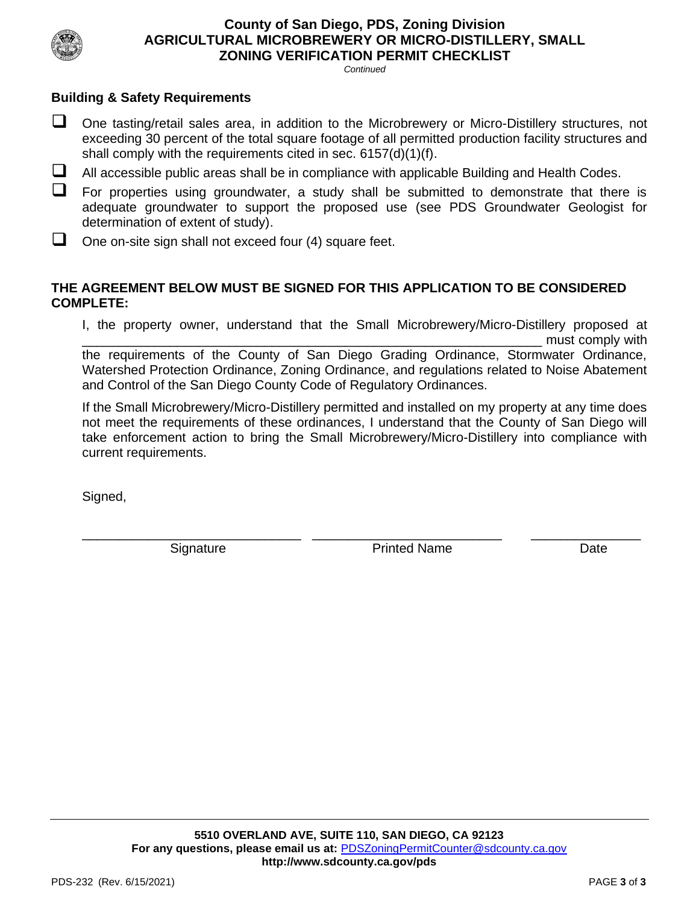## Building & Safety Requirements

- ☐ One tasting/retail sales area, in addition to the Microbrewery or Micro-Distillery structures, not exceeding 30 percent of the total square footage of all permitted production facility structures and shall comply with the requirements cited in sec. 6157(d)(1)(f).
- ☐ All accessible public areas shall be in compliance with applicable Building and Health Codes.
- ☐ For properties using groundwater, a study shall be submitted to demonstrate that there is adequate groundwater to support the proposed use (see PDS Groundwater Geologist for determination of extent of study).
- ☐ One on-site sign shall not exceed four (4) square feet.

**THE AGREEMENT BELOW MUST BE SIGNED FOR THIS APPLICATION TO BE CONSIDERED COMPLETE:**

I, the property owner, understand that the Small Microbrewery/Micro-Distillery proposed at \_\_\_\_\_\_\_\_\_\_\_\_\_\_\_\_\_\_\_\_\_\_\_\_\_\_\_\_\_\_\_\_\_\_\_\_\_\_\_\_\_\_\_\_\_\_\_\_\_\_\_\_\_\_\_\_\_\_\_\_\_\_\_\_ must comply with the requirements of the County of San Diego Grading Ordinance, Stormwater Ordinance, Watershed Protection Ordinance, Zoning Ordinance, and regulations related to Noise Abatement and Control of the San Diego County Code of Regulatory Ordinances.

If the Small Microbrewery/Micro-Distillery permitted and installed on my property at any time does not meet the requirements of these ordinances, I understand that the County of San Diego will take enforcement action to bring the Small Microbrewery/Micro-Distillery into compliance with current requirements.

Signed,

\_\_\_\_\_\_\_\_\_\_\_\_\_\_\_\_\_\_\_\_\_\_\_\_\_\_\_\_ \_\_\_\_\_\_\_\_\_\_\_\_\_\_\_\_\_\_\_\_\_\_\_\_\_\_\_\_ \_\_\_\_\_\_\_\_\_\_\_\_\_\_\_\_
Signature Printed Name Date

**5510 OVERLAND AVE, SUITE 110, SAN DIEGO, CA 92123**
**For any questions, please email us at:** PDSZoningPermitCounter@sdcounty.ca.gov
**http://www.sdcounty.ca.gov/pds**

PDS-232 (Rev. 6/15/2021)